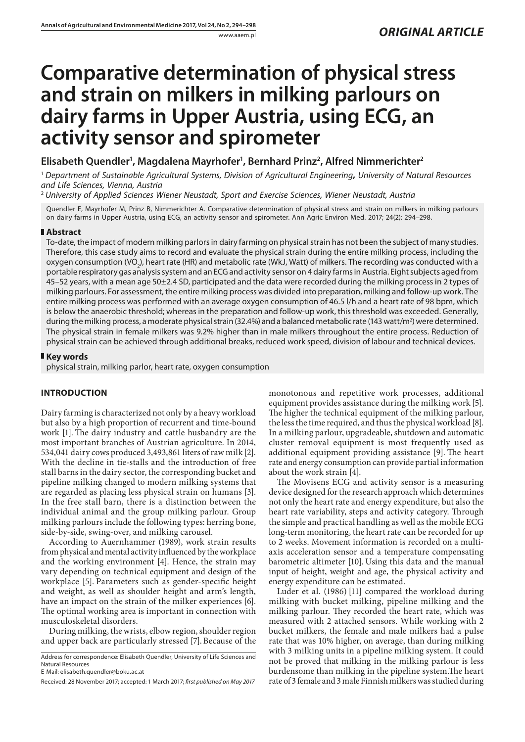*ORIGINAL ARTICLE*

# Comparative determination of physical stress and strain on milkers in milking parlours on dairy farms in Upper Austria, using ECG, an activity sensor and spirometer

**Elisabeth Quendler[1], Magdalena Mayrhofer[1], Bernhard Prinz[2], Alfred Nimmerichter[2]**

[1] *Department of Sustainable Agricultural Systems, Division of Agricultural Engineering, University of Natural Resources and Life Sciences, Vienna, Austria*

[2] *University of Applied Sciences Wiener Neustadt, Sport and Exercise Sciences, Wiener Neustadt, Austria*

Quendler E, Mayrhofer M, Prinz B, Nimmerichter A. Comparative determination of physical stress and strain on milkers in milking parlours on dairy farms in Upper Austria, using ECG, an activity sensor and spirometer. Ann Agric Environ Med. 2017; 24(2): 294–298.

## Abstract

To-date, the impact of modern milking parlors in dairy farming on physical strain has not been the subject of many studies. Therefore, this case study aims to record and evaluate the physical strain during the entire milking process, including the oxygen consumption ($VO_2$), heart rate (HR) and metabolic rate (WkJ, Watt) of milkers. The recording was conducted with a portable respiratory gas analysis system and an ECG and activity sensor on 4 dairy farms in Austria. Eight subjects aged from 45–52 years, with a mean age 50±2.4 SD, participated and the data were recorded during the milking process in 2 types of milking parlours. For assessment, the entire milking process was divided into preparation, milking and follow-up work. The entire milking process was performed with an average oxygen consumption of 46.5 l/h and a heart rate of 98 bpm, which is below the anaerobic threshold; whereas in the preparation and follow-up work, this threshold was exceeded. Generally, during the milking process, a moderate physical strain (32.4%) and a balanced metabolic rate (143 watt/m²) were determined. The physical strain in female milkers was 9.2% higher than in male milkers throughout the entire process. Reduction of physical strain can be achieved through additional breaks, reduced work speed, division of labour and technical devices.

## Key words

physical strain, milking parlor, heart rate, oxygen consumption

## INTRODUCTION

Dairy farming is characterized not only by a heavy workload but also by a high proportion of recurrent and time-bound work [1]. The dairy industry and cattle husbandry are the most important branches of Austrian agriculture. In 2014, 534,041 dairy cows produced 3,493,861 liters of raw milk [2]. With the decline in tie-stalls and the introduction of free stall barns in the dairy sector, the corresponding bucket and pipeline milking changed to modern milking systems that are regarded as placing less physical strain on humans [3]. In the free stall barn, there is a distinction between the individual animal and the group milking parlour. Group milking parlours include the following types: herring bone, side-by-side, swing-over, and milking carousel.

According to Auernhammer (1989), work strain results from physical and mental activity influenced by the workplace and the working environment [4]. Hence, the strain may vary depending on technical equipment and design of the workplace [5]. Parameters such as gender-specific height and weight, as well as shoulder height and arm's length, have an impact on the strain of the milker experiences [6]. The optimal working area is important in connection with musculoskeletal disorders.

During milking, the wrists, elbow region, shoulder region and upper back are particularly stressed [7]. Because of the monotonous and repetitive work processes, additional equipment provides assistance during the milking work [5]. The higher the technical equipment of the milking parlour, the less the time required, and thus the physical workload [8]. In a milking parlour, upgradeable, shutdown and automatic cluster removal equipment is most frequently used as additional equipment providing assistance [9]. The heart rate and energy consumption can provide partial information about the work strain [4].

The Movisens ECG and activity sensor is a measuring device designed for the research approach which determines not only the heart rate and energy expenditure, but also the heart rate variability, steps and activity category. Through the simple and practical handling as well as the mobile ECG long-term monitoring, the heart rate can be recorded for up to 2 weeks. Movement information is recorded on a multi-axis acceleration sensor and a temperature compensating barometric altimeter [10]. Using this data and the manual input of height, weight and age, the physical activity and energy expenditure can be estimated.

Luder et al. (1986) [11] compared the workload during milking with bucket milking, pipeline milking and the milking parlour. They recorded the heart rate, which was measured with 2 attached sensors. While working with 2 bucket milkers, the female and male milkers had a pulse rate that was 10% higher, on average, than during milking with 3 milking units in a pipeline milking system. It could not be proved that milking in the milking parlour is less burdensome than milking in the pipeline system. The heart rate of 3 female and 3 male Finnish milkers was studied during

Address for correspondence: Elisabeth Quendler, University of Life Sciences and Natural Resources
E-Mail: elisabeth.quendler@boku.ac.at

Received: 28 November 2017; accepted: 1 March 2017; *first published on May 2017*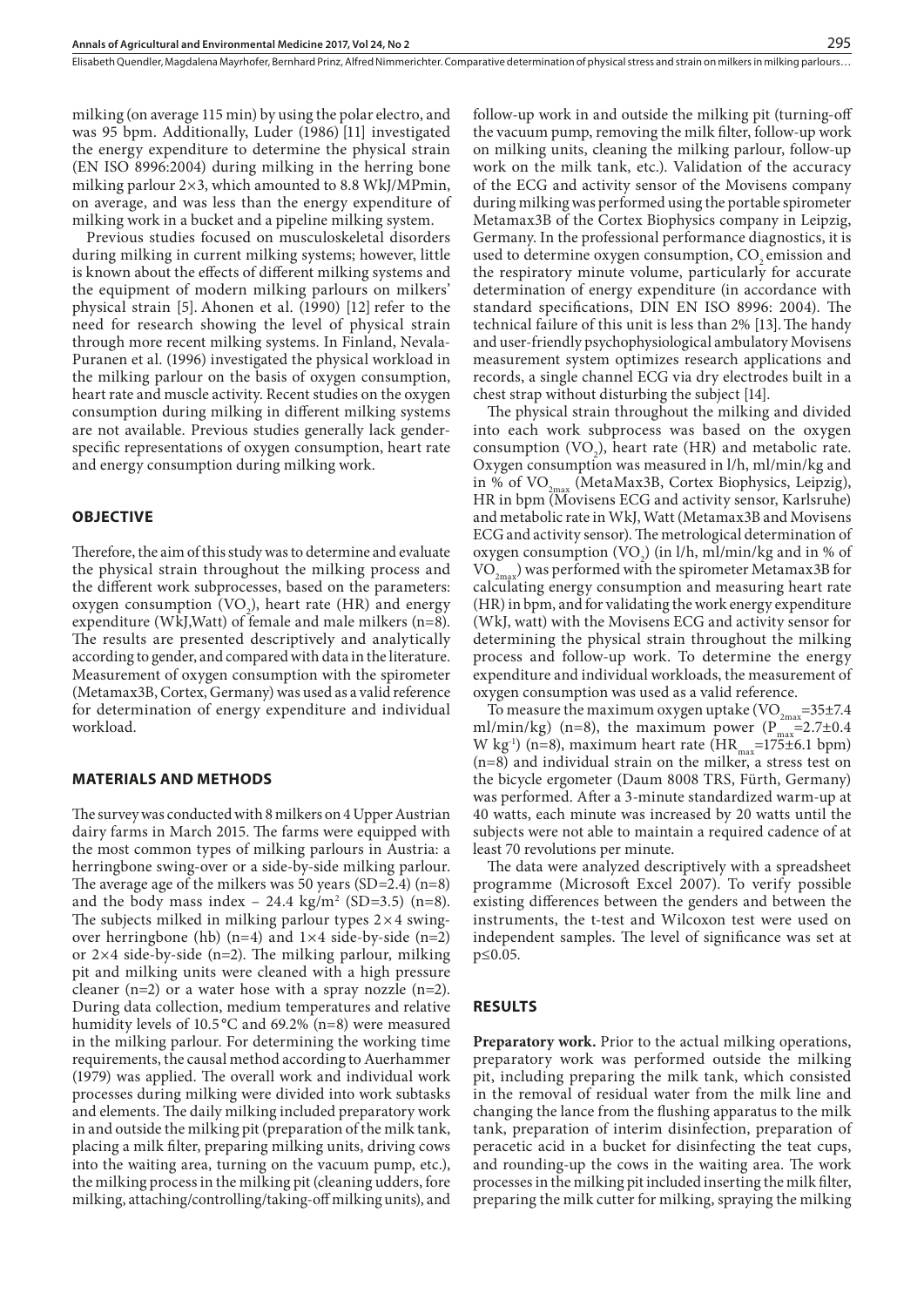milking (on average 115 min) by using the polar electro, and was 95 bpm. Additionally, Luder (1986) [11] investigated the energy expenditure to determine the physical strain (EN ISO 8996:2004) during milking in the herring bone milking parlour 2×3, which amounted to 8.8 WkJ/MPmin, on average, and was less than the energy expenditure of milking work in a bucket and a pipeline milking system.

Previous studies focused on musculoskeletal disorders during milking in current milking systems; however, little is known about the effects of different milking systems and the equipment of modern milking parlours on milkers' physical strain [5]. Ahonen et al. (1990) [12] refer to the need for research showing the level of physical strain through more recent milking systems. In Finland, Nevala-Puranen et al. (1996) investigated the physical workload in the milking parlour on the basis of oxygen consumption, heart rate and muscle activity. Recent studies on the oxygen consumption during milking in different milking systems are not available. Previous studies generally lack gender-specific representations of oxygen consumption, heart rate and energy consumption during milking work.

## OBJECTIVE

Therefore, the aim of this study was to determine and evaluate the physical strain throughout the milking process and the different work subprocesses, based on the parameters: oxygen consumption ($VO_2$), heart rate (HR) and energy expenditure (WkJ,Watt) of female and male milkers (n=8). The results are presented descriptively and analytically according to gender, and compared with data in the literature. Measurement of oxygen consumption with the spirometer (Metamax3B, Cortex, Germany) was used as a valid reference for determination of energy expenditure and individual workload.

## MATERIALS AND METHODS

The survey was conducted with 8 milkers on 4 Upper Austrian dairy farms in March 2015. The farms were equipped with the most common types of milking parlours in Austria: a herringbone swing-over or a side-by-side milking parlour. The average age of the milkers was 50 years (SD=2.4) (n=8) and the body mass index – 24.4 kg/m$^2$ (SD=3.5) (n=8). The subjects milked in milking parlour types 2×4 swing-over herringbone (hb) (n=4) and 1×4 side-by-side (n=2) or 2×4 side-by-side (n=2). The milking parlour, milking pit and milking units were cleaned with a high pressure cleaner (n=2) or a water hose with a spray nozzle (n=2). During data collection, medium temperatures and relative humidity levels of 10.5 °C and 69.2% (n=8) were measured in the milking parlour. For determining the working time requirements, the causal method according to Auerhammer (1979) was applied. The overall work and individual work processes during milking were divided into work subtasks and elements. The daily milking included preparatory work in and outside the milking pit (preparation of the milk tank, placing a milk filter, preparing milking units, driving cows into the waiting area, turning on the vacuum pump, etc.), the milking process in the milking pit (cleaning udders, fore milking, attaching/controlling/taking-off milking units), and follow-up work in and outside the milking pit (turning-off the vacuum pump, removing the milk filter, follow-up work on milking units, cleaning the milking parlour, follow-up work on the milk tank, etc.). Validation of the accuracy of the ECG and activity sensor of the Movisens company during milking was performed using the portable spirometer Metamax3B of the Cortex Biophysics company in Leipzig, Germany. In the professional performance diagnostics, it is used to determine oxygen consumption, $CO_2$ emission and the respiratory minute volume, particularly for accurate determination of energy expenditure (in accordance with standard specifications, DIN EN ISO 8996: 2004). The technical failure of this unit is less than 2% [13]. The handy and user-friendly psychophysiological ambulatory Movisens measurement system optimizes research applications and records, a single channel ECG via dry electrodes built in a chest strap without disturbing the subject [14].

The physical strain throughout the milking and divided into each work subprocess was based on the oxygen consumption ($VO_2$), heart rate (HR) and metabolic rate. Oxygen consumption was measured in l/h, ml/min/kg and in % of $VO_{2max}$ (MetaMax3B, Cortex Biophysics, Leipzig), HR in bpm (Movisens ECG and activity sensor, Karlsruhe) and metabolic rate in WkJ, Watt (Metamax3B and Movisens ECG and activity sensor). The metrological determination of oxygen consumption ($VO_2$) (in l/h, ml/min/kg and in % of $VO_{2max}$) was performed with the spirometer Metamax3B for calculating energy consumption and measuring heart rate (HR) in bpm, and for validating the work energy expenditure (WkJ, watt) with the Movisens ECG and activity sensor for determining the physical strain throughout the milking process and follow-up work. To determine the energy expenditure and individual workloads, the measurement of oxygen consumption was used as a valid reference.

To measure the maximum oxygen uptake ($VO_{2max}$=35±7.4 ml/min/kg) (n=8), the maximum power ($P_{max}$=2.7±0.4 W kg$^{-1}$) (n=8), maximum heart rate ($HR_{max}$=175±6.1 bpm) (n=8) and individual strain on the milker, a stress test on the bicycle ergometer (Daum 8008 TRS, Fürth, Germany) was performed. After a 3-minute standardized warm-up at 40 watts, each minute was increased by 20 watts until the subjects were not able to maintain a required cadence of at least 70 revolutions per minute.

The data were analyzed descriptively with a spreadsheet programme (Microsoft Excel 2007). To verify possible existing differences between the genders and between the instruments, the t-test and Wilcoxon test were used on independent samples. The level of significance was set at $p \le 0.05$.

## RESULTS

**Preparatory work.** Prior to the actual milking operations, preparatory work was performed outside the milking pit, including preparing the milk tank, which consisted in the removal of residual water from the milk line and changing the lance from the flushing apparatus to the milk tank, preparation of interim disinfection, preparation of peracetic acid in a bucket for disinfecting the teat cups, and rounding-up the cows in the waiting area. The work processes in the milking pit included inserting the milk filter, preparing the milk cutter for milking, spraying the milking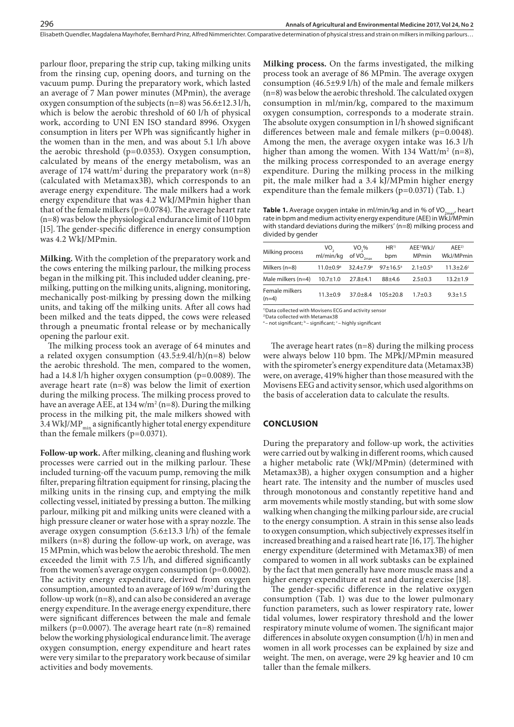parlour floor, preparing the strip cup, taking milking units from the rinsing cup, opening doors, and turning on the vacuum pump. During the preparatory work, which lasted an average of 7 Man power minutes (MPmin), the average oxygen consumption of the subjects (n=8) was 56.6±12.3 l/h, which is below the aerobic threshold of 60 l/h of physical work, according to UNI EN ISO standard 8996. Oxygen consumption in liters per WPh was significantly higher in the women than in the men, and was about 5.1 l/h above the aerobic threshold (p=0.0353). Oxygen consumption, calculated by means of the energy metabolism, was an average of 174 watt/m$^2$ during the preparatory work (n=8) (calculated with Metamax3B), which corresponds to an average energy expenditure. The male milkers had a work energy expenditure that was 4.2 WkJ/MPmin higher than that of the female milkers (p=0.0784). The average heart rate (n=8) was below the physiological endurance limit of 110 bpm [15]. The gender-specific difference in energy consumption was 4.2 WkJ/MPmin.

**Milking.** With the completion of the preparatory work and the cows entering the milking parlour, the milking process began in the milking pit. This included udder cleaning, pre-milking, putting on the milking units, aligning, monitoring, mechanically post-milking by pressing down the milking units, and taking off the milking units. After all cows had been milked and the teats dipped, the cows were released through a pneumatic frontal release or by mechanically opening the parlour exit.

The milking process took an average of 64 minutes and a related oxygen consumption (43.5±9.4l/h)(n=8) below the aerobic threshold. The men, compared to the women, had a 14.8 l/h higher oxygen consumption (p=0.0089). The average heart rate (n=8) was below the limit of exertion during the milking process. The milking process proved to have an average AEE, at 134 w/m$^2$ (n=8). During the milking process in the milking pit, the male milkers showed with 3.4 WkJ/$MP_{min}$ a significantly higher total energy expenditure than the female milkers (p=0.0371).

**Follow-up work.** After milking, cleaning and flushing work processes were carried out in the milking parlour. These included turning-off the vacuum pump, removing the milk filter, preparing filtration equipment for rinsing, placing the milking units in the rinsing cup, and emptying the milk collecting vessel, initiated by pressing a button. The milking parlour, milking pit and milking units were cleaned with a high pressure cleaner or water hose with a spray nozzle. The average oxygen consumption (5.6±13.3 l/h) of the female milkers (n=8) during the follow-up work, on average, was 15 MPmin, which was below the aerobic threshold. The men exceeded the limit with 7.5 l/h, and differed significantly from the women's average oxygen consumption (p=0.0002). The activity energy expenditure, derived from oxygen consumption, amounted to an average of 169 w/m$^2$ during the follow-up work (n=8), and can also be considered an average energy expenditure. In the average energy expenditure, there were significant differences between the male and female milkers (p=0.0007). The average heart rate (n=8) remained below the working physiological endurance limit. The average oxygen consumption, energy expenditure and heart rates were very similar to the preparatory work because of similar activities and body movements.

**Milking process.** On the farms investigated, the milking process took an average of 86 MPmin. The average oxygen consumption (46.5±9.9 l/h) of the male and female milkers (n=8) was below the aerobic threshold. The calculated oxygen consumption in ml/min/kg, compared to the maximum oxygen consumption, corresponds to a moderate strain. The absolute oxygen consumption in l/h showed significant differences between male and female milkers (p=0.0048). Among the men, the average oxygen intake was 16.3 l/h higher than among the women. With 134 Watt/m$^2$ (n=8), the milking process corresponded to an average energy expenditure. During the milking process in the milking pit, the male milker had a 3.4 kJ/MPmin higher energy expenditure than the female milkers (p=0.0371) (Tab. 1.)

**Table 1.** Average oxygen intake in ml/min/kg and in % of $VO_{2max}$, heart rate in bpm and medium activity energy expenditure (AEE) in WkJ/MPmin with standard deviations during the milkers' (n=8) milking process and divided by gender

| Milking process | $VO_2$ ml/min/kg | $VO_2$% of $VO_{2max}$ | HR[1] bpm | AEE[1] WkJ/MPmin | AEE[2] WkJ/MPmin |
|---|---|---|---|---|---|
| Milkers (n=8) | 11.0±0.9[a] | 32.4±7.9[a] | 97±16.5[a] | 2.1±0.5[b] | 11.3±2.6[c] |
| Male milkers (n=4) | 10.7±1.0 | 27.8±4.1 | 88±4.6 | 2.5±0.3 | 13.2±1.9 |
| Female milkers (n=4) | 11.3±0.9 | 37.0±8.4 | 105±20.8 | 1.7±0.3 | 9.3±1.5 |

[1]Data collected with Movisens ECG and activity sensor
[2]Data collected with Metamax3B
[a] – not significant; [b] – significant; [c] – highly significant

The average heart rates (n=8) during the milking process were always below 110 bpm. The MPkJ/MPmin measured with the spirometer's energy expenditure data (Metamax3B) were, on average, 419% higher than those measured with the Movisens EEG and activity sensor, which used algorithms on the basis of acceleration data to calculate the results.

## CONCLUSION

During the preparatory and follow-up work, the activities were carried out by walking in different rooms, which caused a higher metabolic rate (WkJ/MPmin) (determined with Metamax3B), a higher oxygen consumption and a higher heart rate. The intensity and the number of muscles used through monotonous and constantly repetitive hand and arm movements while mostly standing, but with some slow walking when changing the milking parlour side, are crucial to the energy consumption. A strain in this sense also leads to oxygen consumption, which subjectively expresses itself in increased breathing and a raised heart rate [16, 17]. The higher energy expenditure (determined with Metamax3B) of men compared to women in all work subtasks can be explained by the fact that men generally have more muscle mass and a higher energy expenditure at rest and during exercise [18].

The gender-specific difference in the relative oxygen consumption (Tab. 1) was due to the lower pulmonary function parameters, such as lower respiratory rate, lower tidal volumes, lower respiratory threshold and the lower respiratory minute volume of women. The significant major differences in absolute oxygen consumption (l/h) in men and women in all work processes can be explained by size and weight. The men, on average, were 29 kg heavier and 10 cm taller than the female milkers.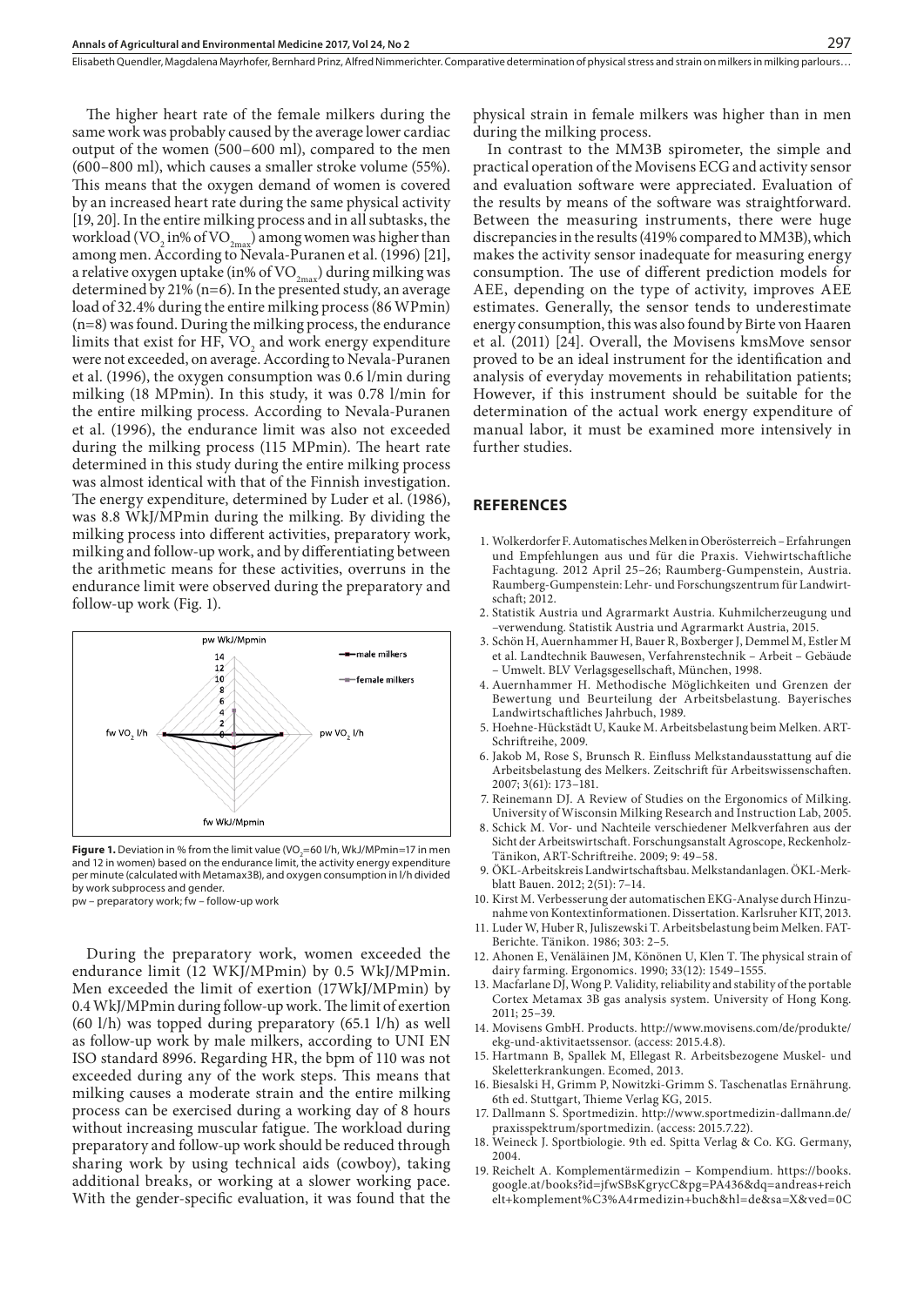The higher heart rate of the female milkers during the same work was probably caused by the average lower cardiac output of the women (500–600 ml), compared to the men (600–800 ml), which causes a smaller stroke volume (55%). This means that the oxygen demand of women is covered by an increased heart rate during the same physical activity [19, 20]. In the entire milking process and in all subtasks, the workload ($VO_2$ in% of $VO_{2max}$) among women was higher than among men. According to Nevala-Puranen et al. (1996) [21], a relative oxygen uptake (in% of $VO_{2max}$) during milking was determined by 21% (n=6). In the presented study, an average load of 32.4% during the entire milking process (86 WPmin) (n=8) was found. During the milking process, the endurance limits that exist for HF, $VO_2$ and work energy expenditure were not exceeded, on average. According to Nevala-Puranen et al. (1996), the oxygen consumption was 0.6 l/min during milking (18 MPmin). In this study, it was 0.78 l/min for the entire milking process. According to Nevala-Puranen et al. (1996), the endurance limit was also not exceeded during the milking process (115 MPmin). The heart rate determined in this study during the entire milking process was almost identical with that of the Finnish investigation. The energy expenditure, determined by Luder et al. (1986), was 8.8 WkJ/MPmin during the milking. By dividing the milking process into different activities, preparatory work, milking and follow-up work, and by differentiating between the arithmetic means for these activities, overruns in the endurance limit were observed during the preparatory and follow-up work (Fig. 1).

**Figure 1.** Deviation in % from the limit value ($VO_2$=60 l/h, WkJ/MPmin=17 in men and 12 in women) based on the endurance limit, the activity energy expenditure per minute (calculated with Metamax3B), and oxygen consumption in l/h divided by work subprocess and gender.
pw – preparatory work; fw – follow-up work

During the preparatory work, women exceeded the endurance limit (12 WKJ/MPmin) by 0.5 WkJ/MPmin. Men exceeded the limit of exertion (17WkJ/MPmin) by 0.4 WkJ/MPmin during follow-up work. The limit of exertion (60 l/h) was topped during preparatory (65.1 l/h) as well as follow-up work by male milkers, according to UNI EN ISO standard 8996. Regarding HR, the bpm of 110 was not exceeded during any of the work steps. This means that milking causes a moderate strain and the entire milking process can be exercised during a working day of 8 hours without increasing muscular fatigue. The workload during preparatory and follow-up work should be reduced through sharing work by using technical aids (cowboy), taking additional breaks, or working at a slower working pace. With the gender-specific evaluation, it was found that the physical strain in female milkers was higher than in men during the milking process.

In contrast to the MM3B spirometer, the simple and practical operation of the Movisens ECG and activity sensor and evaluation software were appreciated. Evaluation of the results by means of the software was straightforward. Between the measuring instruments, there were huge discrepancies in the results (419% compared to MM3B), which makes the activity sensor inadequate for measuring energy consumption. The use of different prediction models for AEE, depending on the type of activity, improves AEE estimates. Generally, the sensor tends to underestimate energy consumption, this was also found by Birte von Haaren et al. (2011) [24]. Overall, the Movisens kmsMove sensor proved to be an ideal instrument for the identification and analysis of everyday movements in rehabilitation patients; However, if this instrument should be suitable for the determination of the actual work energy expenditure of manual labor, it must be examined more intensively in further studies.

## REFERENCES

1. Wolkerdorfer F. Automatisches Melken in Oberösterreich – Erfahrungen und Empfehlungen aus und für die Praxis. Viehwirtschaftliche Fachtagung. 2012 April 25–26; Raumberg-Gumpenstein, Austria. Raumberg-Gumpenstein: Lehr- und Forschungszentrum für Landwirtschaft; 2012.
2. Statistik Austria und Agrarmarkt Austria. Kuhmilcherzeugung und –verwendung. Statistik Austria und Agrarmarkt Austria, 2015.
3. Schön H, Auernhammer H, Bauer R, Boxberger J, Demmel M, Estler M et al. Landtechnik Bauwesen, Verfahrenstechnik – Arbeit – Gebäude – Umwelt. BLV Verlagsgesellschaft, München, 1998.
4. Auernhammer H. Methodische Möglichkeiten und Grenzen der Bewertung und Beurteilung der Arbeitsbelastung. Bayerisches Landwirtschaftliches Jahrbuch, 1989.
5. Hoehne-Hückstädt U, Kauke M. Arbeitsbelastung beim Melken. ART-Schriftreihe, 2009.
6. Jakob M, Rose S, Brunsch R. Einfluss Melkstandausstattung auf die Arbeitsbelastung des Melkers. Zeitschrift für Arbeitswissenschaften. 2007; 3(61): 173–181.
7. Reinemann DJ. A Review of Studies on the Ergonomics of Milking. University of Wisconsin Milking Research and Instruction Lab, 2005.
8. Schick M. Vor- und Nachteile verschiedener Melkverfahren aus der Sicht der Arbeitswirtschaft. Forschungsanstalt Agroscope, Reckenholz-Tänikon, ART-Schriftreihe. 2009; 9: 49–58.
9. ÖKL-Arbeitskreis Landwirtschaftsbau. Melkstandanlagen. ÖKL-Merkblatt Bauen. 2012; 2(51): 7–14.
10. Kirst M. Verbesserung der automatischen EKG-Analyse durch Hinzunahme von Kontextinformationen. Dissertation. Karlsruher KIT, 2013.
11. Luder W, Huber R, Juliszewski T. Arbeitsbelastung beim Melken. FAT-Berichte. Tänikon. 1986; 303: 2–5.
12. Ahonen E, Venäläinen JM, Könönen U, Klen T. The physical strain of dairy farming. Ergonomics. 1990; 33(12): 1549–1555.
13. Macfarlane DJ, Wong P. Validity, reliability and stability of the portable Cortex Metamax 3B gas analysis system. University of Hong Kong. 2011; 25–39.
14. Movisens GmbH. Products. http://www.movisens.com/de/produkte/ekg-und-aktivitaetssensor. (access: 2015.4.8).
15. Hartmann B, Spallek M, Ellegast R. Arbeitsbezogene Muskel- und Skeletterkrankungen. Ecomed, 2013.
16. Biesalski H, Grimm P, Nowitzki-Grimm S. Taschenatlas Ernährung. 6th ed. Stuttgart, Thieme Verlag KG, 2015.
17. Dallmann S. Sportmedizin. http://www.sportmedizin-dallmann.de/praxisspektrum/sportmedizin. (access: 2015.7.22).
18. Weineck J. Sportbiologie. 9th ed. Spitta Verlag & Co. KG. Germany, 2004.
19. Reichelt A. Komplementärmedizin – Kompendium. https://books.google.at/books?id=jfwSBsKgrycC&pg=PA436&dq=andreas+reichelt+komplement%C3%A4rmedizin+buch&hl=de&sa=X&ved=0C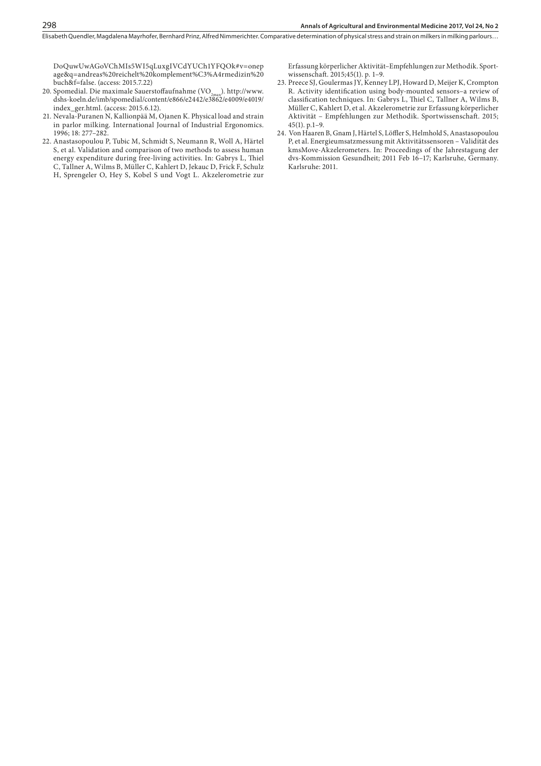DoQuwUwAGoVChMIs5WI5qLuxgIVCdYUCh1YFQOk#v=onepage&q=andreas%20reichelt%20komplement%C3%A4rmedizin%20buch&f=false. (access: 2015.7.22)

20. Spomedial. Die maximale Sauerstoffaufnahme ($VO_{2max}$). http://www.dshs-koeln.de/imb/spomedial/content/e866/e2442/e3862/e4009/e4019/index_ger.html. (access: 2015.6.12).
21. Nevala-Puranen N, Kallionpää M, Ojanen K. Physical load and strain in parlor milking. International Journal of Industrial Ergonomics. 1996; 18: 277–282.
22. Anastasopoulou P, Tubic M, Schmidt S, Neumann R, Woll A, Härtel S, et al. Validation and comparison of two methods to assess human energy expenditure during free-living activities. In: Gabrys L, Thiel C, Tallner A, Wilms B, Müller C, Kahlert D, Jekauc D, Frick F, Schulz H, Sprengeler O, Hey S, Kobel S und Vogt L. Akzelerometrie zur Erfassung körperlicher Aktivität–Empfehlungen zur Methodik. Sportwissenschaft. 2015;45(1). p. 1–9.
23. Preece SJ, Goulermas JY, Kenney LPJ, Howard D, Meijer K, Crompton R. Activity identification using body-mounted sensors–a review of classification techniques. In: Gabrys L, Thiel C, Tallner A, Wilms B, Müller C, Kahlert D, et al. Akzelerometrie zur Erfassung körperlicher Aktivität – Empfehlungen zur Methodik. Sportwissenschaft. 2015; 45(1). p.1–9.
24. Von Haaren B, Gnam J, Härtel S, Löffler S, Helmhold S, Anastasopoulou P, et al. Energieumsatzmessung mit Aktivitätssensoren – Validität des kmsMove-Akzelerometers. In: Proceedings of the Jahrestagung der dvs-Kommission Gesundheit; 2011 Feb 16–17; Karlsruhe, Germany. Karlsruhe: 2011.